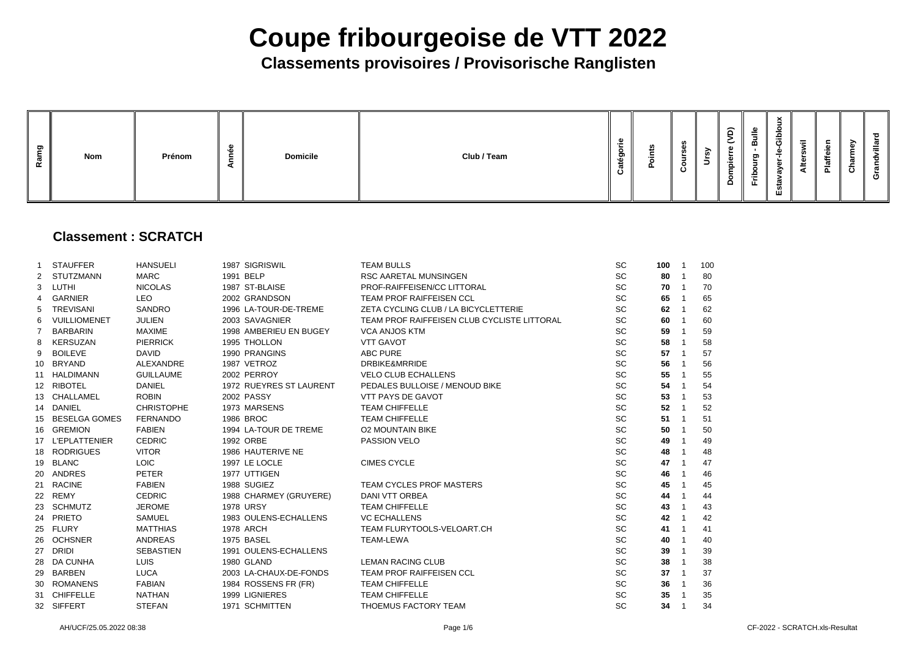# Coupe fribourgeoise de VTT 2022

## Classements provisoires / Provisorische Ranglisten

### Classement : SCRATCH

| Rang | Nom | Prénom | Année | Domicile | Club / Team | Catégorie | Points | Courses | Ursy | Dompierre (VD) | Fribourg - Bulle | Estavayer-le-Gibloux | Alterswil | Plaffeien | Charmey | Grandvillard |
|---|---|---|---|---|---|---|---|---|---|---|---|---|---|---|---|---|
| 1 | STAUFFER | HANSUELI | 1987 | SIGRISWIL | TEAM BULLS | SC | **100** | 1 | 100 | | | | | | | |
| 2 | STUTZMANN | MARC | 1991 | BELP | RSC AARETAL MUNSINGEN | SC | **80** | 1 | 80 | | | | | | | |
| 3 | LUTHI | NICOLAS | 1987 | ST-BLAISE | PROF-RAIFFEISEN/CC LITTORAL | SC | **70** | 1 | 70 | | | | | | | |
| 4 | GARNIER | LEO | 2002 | GRANDSON | TEAM PROF RAIFFEISEN CCL | SC | **65** | 1 | 65 | | | | | | | |
| 5 | TREVISANI | SANDRO | 1996 | LA-TOUR-DE-TREME | ZETA CYCLING CLUB / LA BICYCLETTERIE | SC | **62** | 1 | 62 | | | | | | | |
| 6 | VUILLIOMENET | JULIEN | 2003 | SAVAGNIER | TEAM PROF RAIFFEISEN CLUB CYCLISTE LITTORAL | SC | **60** | 1 | 60 | | | | | | | |
| 7 | BARBARIN | MAXIME | 1998 | AMBERIEU EN BUGEY | VCA ANJOS KTM | SC | **59** | 1 | 59 | | | | | | | |
| 8 | KERSUZAN | PIERRICK | 1995 | THOLLON | VTT GAVOT | SC | **58** | 1 | 58 | | | | | | | |
| 9 | BOILEVE | DAVID | 1990 | PRANGINS | ABC PURE | SC | **57** | 1 | 57 | | | | | | | |
| 10 | BRYAND | ALEXANDRE | 1987 | VETROZ | DRBIKE&MRRIDE | SC | **56** | 1 | 56 | | | | | | | |
| 11 | HALDIMANN | GUILLAUME | 2002 | PERROY | VELO CLUB ECHALLENS | SC | **55** | 1 | 55 | | | | | | | |
| 12 | RIBOTEL | DANIEL | 1972 | RUEYRES ST LAURENT | PEDALES BULLOISE / MENOUD BIKE | SC | **54** | 1 | 54 | | | | | | | |
| 13 | CHALLAMEL | ROBIN | 2002 | PASSY | VTT PAYS DE GAVOT | SC | **53** | 1 | 53 | | | | | | | |
| 14 | DANIEL | CHRISTOPHE | 1973 | MARSENS | TEAM CHIFFELLE | SC | **52** | 1 | 52 | | | | | | | |
| 15 | BESELGA GOMES | FERNANDO | 1986 | BROC | TEAM CHIFFELLE | SC | **51** | 1 | 51 | | | | | | | |
| 16 | GREMION | FABIEN | 1994 | LA-TOUR DE TREME | O2 MOUNTAIN BIKE | SC | **50** | 1 | 50 | | | | | | | |
| 17 | L'EPLATTENIER | CEDRIC | 1992 | ORBE | PASSION VELO | SC | **49** | 1 | 49 | | | | | | | |
| 18 | RODRIGUES | VITOR | 1986 | HAUTERIVE NE | | SC | **48** | 1 | 48 | | | | | | | |
| 19 | BLANC | LOIC | 1997 | LE LOCLE | CIMES CYCLE | SC | **47** | 1 | 47 | | | | | | | |
| 20 | ANDRES | PETER | 1977 | UTTIGEN | | SC | **46** | 1 | 46 | | | | | | | |
| 21 | RACINE | FABIEN | 1988 | SUGIEZ | TEAM CYCLES PROF MASTERS | SC | **45** | 1 | 45 | | | | | | | |
| 22 | REMY | CEDRIC | 1988 | CHARMEY (GRUYERE) | DANI VTT ORBEA | SC | **44** | 1 | 44 | | | | | | | |
| 23 | SCHMUTZ | JEROME | 1978 | URSY | TEAM CHIFFELLE | SC | **43** | 1 | 43 | | | | | | | |
| 24 | PRIETO | SAMUEL | 1983 | OULENS-ECHALLENS | VC ECHALLENS | SC | **42** | 1 | 42 | | | | | | | |
| 25 | FLURY | MATTHIAS | 1978 | ARCH | TEAM FLURYTOOLS-VELOART.CH | SC | **41** | 1 | 41 | | | | | | | |
| 26 | OCHSNER | ANDREAS | 1975 | BASEL | TEAM-LEWA | SC | **40** | 1 | 40 | | | | | | | |
| 27 | DRIDI | SEBASTIEN | 1991 | OULENS-ECHALLENS | | SC | **39** | 1 | 39 | | | | | | | |
| 28 | DA CUNHA | LUIS | 1980 | GLAND | LEMAN RACING CLUB | SC | **38** | 1 | 38 | | | | | | | |
| 29 | BARBEN | LUCA | 2003 | LA-CHAUX-DE-FONDS | TEAM PROF RAIFFEISEN CCL | SC | **37** | 1 | 37 | | | | | | | |
| 30 | ROMANENS | FABIAN | 1984 | ROSSENS FR (FR) | TEAM CHIFFELLE | SC | **36** | 1 | 36 | | | | | | | |
| 31 | CHIFFELLE | NATHAN | 1999 | LIGNIERES | TEAM CHIFFELLE | SC | **35** | 1 | 35 | | | | | | | |
| 32 | SIFFERT | STEFAN | 1971 | SCHMITTEN | THOEMUS FACTORY TEAM | SC | **34** | 1 | 34 | | | | | | | |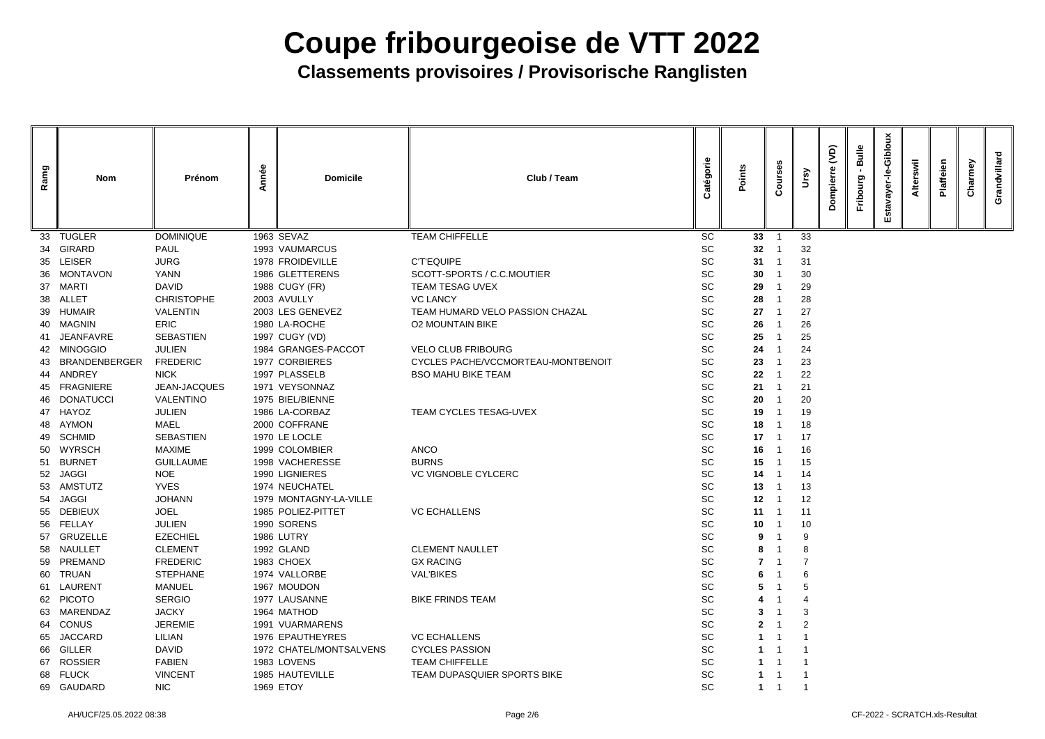# Coupe fribourgeoise de VTT 2022

## Classements provisoires / Provisorische Ranglisten

| Ramg | Nom | Prénom | Année | Domicile | Club / Team | Catégorie | Points | Courses | Ursy | Dompierre (VD) | Fribourg - Bulle | Estavayer-le-Gibloux | Alterswil | Plaffeien | Charmey | Grandvillard |
|---|---|---|---|---|---|---|---|---|---|---|---|---|---|---|---|---|
| 33 | TUGLER | DOMINIQUE | 1963 | SEVAZ | TEAM CHIFFELLE | SC | **33** | 1 | 33 | | | | | | | |
| 34 | GIRARD | PAUL | 1993 | VAUMARCUS | | SC | **32** | 1 | 32 | | | | | | | |
| 35 | LEISER | JURG | 1978 | FROIDEVILLE | C'T'EQUIPE | SC | **31** | 1 | 31 | | | | | | | |
| 36 | MONTAVON | YANN | 1986 | GLETTERENS | SCOTT-SPORTS / C.C.MOUTIER | SC | **30** | 1 | 30 | | | | | | | |
| 37 | MARTI | DAVID | 1988 | CUGY (FR) | TEAM TESAG UVEX | SC | **29** | 1 | 29 | | | | | | | |
| 38 | ALLET | CHRISTOPHE | 2003 | AVULLY | VC LANCY | SC | **28** | 1 | 28 | | | | | | | |
| 39 | HUMAIR | VALENTIN | 2003 | LES GENEVEZ | TEAM HUMARD VELO PASSION CHAZAL | SC | **27** | 1 | 27 | | | | | | | |
| 40 | MAGNIN | ERIC | 1980 | LA-ROCHE | O2 MOUNTAIN BIKE | SC | **26** | 1 | 26 | | | | | | | |
| 41 | JEANFAVRE | SEBASTIEN | 1997 | CUGY (VD) | | SC | **25** | 1 | 25 | | | | | | | |
| 42 | MINOGGIO | JULIEN | 1984 | GRANGES-PACCOT | VELO CLUB FRIBOURG | SC | **24** | 1 | 24 | | | | | | | |
| 43 | BRANDENBERGER | FREDERIC | 1977 | CORBIERES | CYCLES PACHE/VCCMORTEAU-MONTBENOIT | SC | **23** | 1 | 23 | | | | | | | |
| 44 | ANDREY | NICK | 1997 | PLASSELB | BSO MAHU BIKE TEAM | SC | **22** | 1 | 22 | | | | | | | |
| 45 | FRAGNIERE | JEAN-JACQUES | 1971 | VEYSONNAZ | | SC | **21** | 1 | 21 | | | | | | | |
| 46 | DONATUCCI | VALENTINO | 1975 | BIEL/BIENNE | | SC | **20** | 1 | 20 | | | | | | | |
| 47 | HAYOZ | JULIEN | 1986 | LA-CORBAZ | TEAM CYCLES TESAG-UVEX | SC | **19** | 1 | 19 | | | | | | | |
| 48 | AYMON | MAEL | 2000 | COFFRANE | | SC | **18** | 1 | 18 | | | | | | | |
| 49 | SCHMID | SEBASTIEN | 1970 | LE LOCLE | | SC | **17** | 1 | 17 | | | | | | | |
| 50 | WYRSCH | MAXIME | 1999 | COLOMBIER | ANCO | SC | **16** | 1 | 16 | | | | | | | |
| 51 | BURNET | GUILLAUME | 1998 | VACHERESSE | BURNS | SC | **15** | 1 | 15 | | | | | | | |
| 52 | JAGGI | NOE | 1990 | LIGNIERES | VC VIGNOBLE CYLCERC | SC | **14** | 1 | 14 | | | | | | | |
| 53 | AMSTUTZ | YVES | 1974 | NEUCHATEL | | SC | **13** | 1 | 13 | | | | | | | |
| 54 | JAGGI | JOHANN | 1979 | MONTAGNY-LA-VILLE | | SC | **12** | 1 | 12 | | | | | | | |
| 55 | DEBIEUX | JOEL | 1985 | POLIEZ-PITTET | VC ECHALLENS | SC | **11** | 1 | 11 | | | | | | | |
| 56 | FELLAY | JULIEN | 1990 | SORENS | | SC | **10** | 1 | 10 | | | | | | | |
| 57 | GRUZELLE | EZECHIEL | 1986 | LUTRY | | SC | **9** | 1 | 9 | | | | | | | |
| 58 | NAULLET | CLEMENT | 1992 | GLAND | CLEMENT NAULLET | SC | **8** | 1 | 8 | | | | | | | |
| 59 | PREMAND | FREDERIC | 1983 | CHOEX | GX RACING | SC | **7** | 1 | 7 | | | | | | | |
| 60 | TRUAN | STEPHANE | 1974 | VALLORBE | VAL'BIKES | SC | **6** | 1 | 6 | | | | | | | |
| 61 | LAURENT | MANUEL | 1967 | MOUDON | | SC | **5** | 1 | 5 | | | | | | | |
| 62 | PICOTO | SERGIO | 1977 | LAUSANNE | BIKE FRINDS TEAM | SC | **4** | 1 | 4 | | | | | | | |
| 63 | MARENDAZ | JACKY | 1964 | MATHOD | | SC | **3** | 1 | 3 | | | | | | | |
| 64 | CONUS | JEREMIE | 1991 | VUARMARENS | | SC | **2** | 1 | 2 | | | | | | | |
| 65 | JACCARD | LILIAN | 1976 | EPAUTHEYRES | VC ECHALLENS | SC | **1** | 1 | 1 | | | | | | | |
| 66 | GILLER | DAVID | 1972 | CHATEL/MONTSALVENS | CYCLES PASSION | SC | **1** | 1 | 1 | | | | | | | |
| 67 | ROSSIER | FABIEN | 1983 | LOVENS | TEAM CHIFFELLE | SC | **1** | 1 | 1 | | | | | | | |
| 68 | FLUCK | VINCENT | 1985 | HAUTEVILLE | TEAM DUPASQUIER SPORTS BIKE | SC | **1** | 1 | 1 | | | | | | | |
| 69 | GAUDARD | NIC | 1969 | ETOY | | SC | **1** | 1 | 1 | | | | | | | |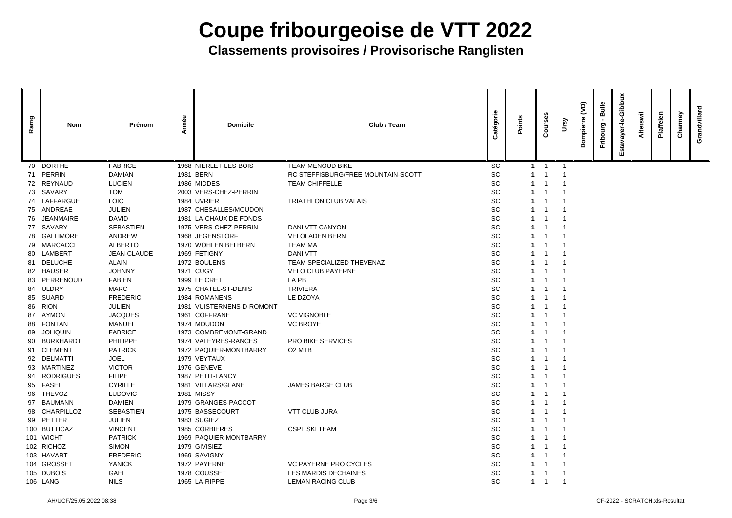# Coupe fribourgeoise de VTT 2022

## Classements provisoires / Provisorische Ranglisten

| Ramg | Nom | Prénom | Année | Domicile | Club / Team | Catégorie | Points | Courses | Ursy | Dompierre (VD) | Fribourg - Bulle | Estavayer-le-Gibloux | Alterswil | Plaffeien | Charmey | Grandvillard |
|---|---|---|---|---|---|---|---|---|---|---|---|---|---|---|---|---|
| 70 | DORTHE | FABRICE | 1968 | NIERLET-LES-BOIS | TEAM MENOUD BIKE | SC | 1 | 1 | 1 | | | | | | | |
| 71 | PERRIN | DAMIAN | 1981 | BERN | RC STEFFISBURG/FREE MOUNTAIN-SCOTT | SC | 1 | 1 | 1 | | | | | | | |
| 72 | REYNAUD | LUCIEN | 1986 | MIDDES | TEAM CHIFFELLE | SC | 1 | 1 | 1 | | | | | | | |
| 73 | SAVARY | TOM | 2003 | VERS-CHEZ-PERRIN | | SC | 1 | 1 | 1 | | | | | | | |
| 74 | LAFFARGUE | LOIC | 1984 | UVRIER | TRIATHLON CLUB VALAIS | SC | 1 | 1 | 1 | | | | | | | |
| 75 | ANDREAE | JULIEN | 1987 | CHESALLES/MOUDON | | SC | 1 | 1 | 1 | | | | | | | |
| 76 | JEANMAIRE | DAVID | 1981 | LA-CHAUX DE FONDS | | SC | 1 | 1 | 1 | | | | | | | |
| 77 | SAVARY | SEBASTIEN | 1975 | VERS-CHEZ-PERRIN | DANI VTT CANYON | SC | 1 | 1 | 1 | | | | | | | |
| 78 | GALLIMORE | ANDREW | 1968 | JEGENSTORF | VELOLADEN BERN | SC | 1 | 1 | 1 | | | | | | | |
| 79 | MARCACCI | ALBERTO | 1970 | WOHLEN BEI BERN | TEAM MA | SC | 1 | 1 | 1 | | | | | | | |
| 80 | LAMBERT | JEAN-CLAUDE | 1969 | FETIGNY | DANI VTT | SC | 1 | 1 | 1 | | | | | | | |
| 81 | DELUCHE | ALAIN | 1972 | BOULENS | TEAM SPECIALIZED THEVENAZ | SC | 1 | 1 | 1 | | | | | | | |
| 82 | HAUSER | JOHNNY | 1971 | CUGY | VELO CLUB PAYERNE | SC | 1 | 1 | 1 | | | | | | | |
| 83 | PERRENOUD | FABIEN | 1999 | LE CRET | LA PB | SC | 1 | 1 | 1 | | | | | | | |
| 84 | ULDRY | MARC | 1975 | CHATEL-ST-DENIS | TRIVIERA | SC | 1 | 1 | 1 | | | | | | | |
| 85 | SUARD | FREDERIC | 1984 | ROMANENS | LE DZOYA | SC | 1 | 1 | 1 | | | | | | | |
| 86 | RION | JULIEN | 1981 | VUISTERNENS-D-ROMONT | | SC | 1 | 1 | 1 | | | | | | | |
| 87 | AYMON | JACQUES | 1961 | COFFRANE | VC VIGNOBLE | SC | 1 | 1 | 1 | | | | | | | |
| 88 | FONTAN | MANUEL | 1974 | MOUDON | VC BROYE | SC | 1 | 1 | 1 | | | | | | | |
| 89 | JOLIQUIN | FABRICE | 1973 | COMBREMONT-GRAND | | SC | 1 | 1 | 1 | | | | | | | |
| 90 | BURKHARDT | PHILIPPE | 1974 | VALEYRES-RANCES | PRO BIKE SERVICES | SC | 1 | 1 | 1 | | | | | | | |
| 91 | CLEMENT | PATRICK | 1972 | PAQUIER-MONTBARRY | O2 MTB | SC | 1 | 1 | 1 | | | | | | | |
| 92 | DELMATTI | JOEL | 1979 | VEYTAUX | | SC | 1 | 1 | 1 | | | | | | | |
| 93 | MARTINEZ | VICTOR | 1976 | GENEVE | | SC | 1 | 1 | 1 | | | | | | | |
| 94 | RODRIGUES | FILIPE | 1987 | PETIT-LANCY | | SC | 1 | 1 | 1 | | | | | | | |
| 95 | FASEL | CYRILLE | 1981 | VILLARS/GLANE | JAMES BARGE CLUB | SC | 1 | 1 | 1 | | | | | | | |
| 96 | THEVOZ | LUDOVIC | 1981 | MISSY | | SC | 1 | 1 | 1 | | | | | | | |
| 97 | BAUMANN | DAMIEN | 1979 | GRANGES-PACCOT | | SC | 1 | 1 | 1 | | | | | | | |
| 98 | CHARPILLOZ | SEBASTIEN | 1975 | BASSECOURT | VTT CLUB JURA | SC | 1 | 1 | 1 | | | | | | | |
| 99 | PETTER | JULIEN | 1983 | SUGIEZ | | SC | 1 | 1 | 1 | | | | | | | |
| 100 | BUTTICAZ | VINCENT | 1985 | CORBIERES | CSPL SKI TEAM | SC | 1 | 1 | 1 | | | | | | | |
| 101 | WICHT | PATRICK | 1969 | PAQUIER-MONTBARRY | | SC | 1 | 1 | 1 | | | | | | | |
| 102 | RICHOZ | SIMON | 1979 | GIVISIEZ | | SC | 1 | 1 | 1 | | | | | | | |
| 103 | HAVART | FREDERIC | 1969 | SAVIGNY | | SC | 1 | 1 | 1 | | | | | | | |
| 104 | GROSSET | YANICK | 1972 | PAYERNE | VC PAYERNE PRO CYCLES | SC | 1 | 1 | 1 | | | | | | | |
| 105 | DUBOIS | GAEL | 1978 | COUSSET | LES MARDIS DECHAINES | SC | 1 | 1 | 1 | | | | | | | |
| 106 | LANG | NILS | 1965 | LA-RIPPE | LEMAN RACING CLUB | SC | 1 | 1 | 1 | | | | | | | |

AH/UCF/25.05.2022 08:38 — CF-2022 - SCRATCH.xls-Resultat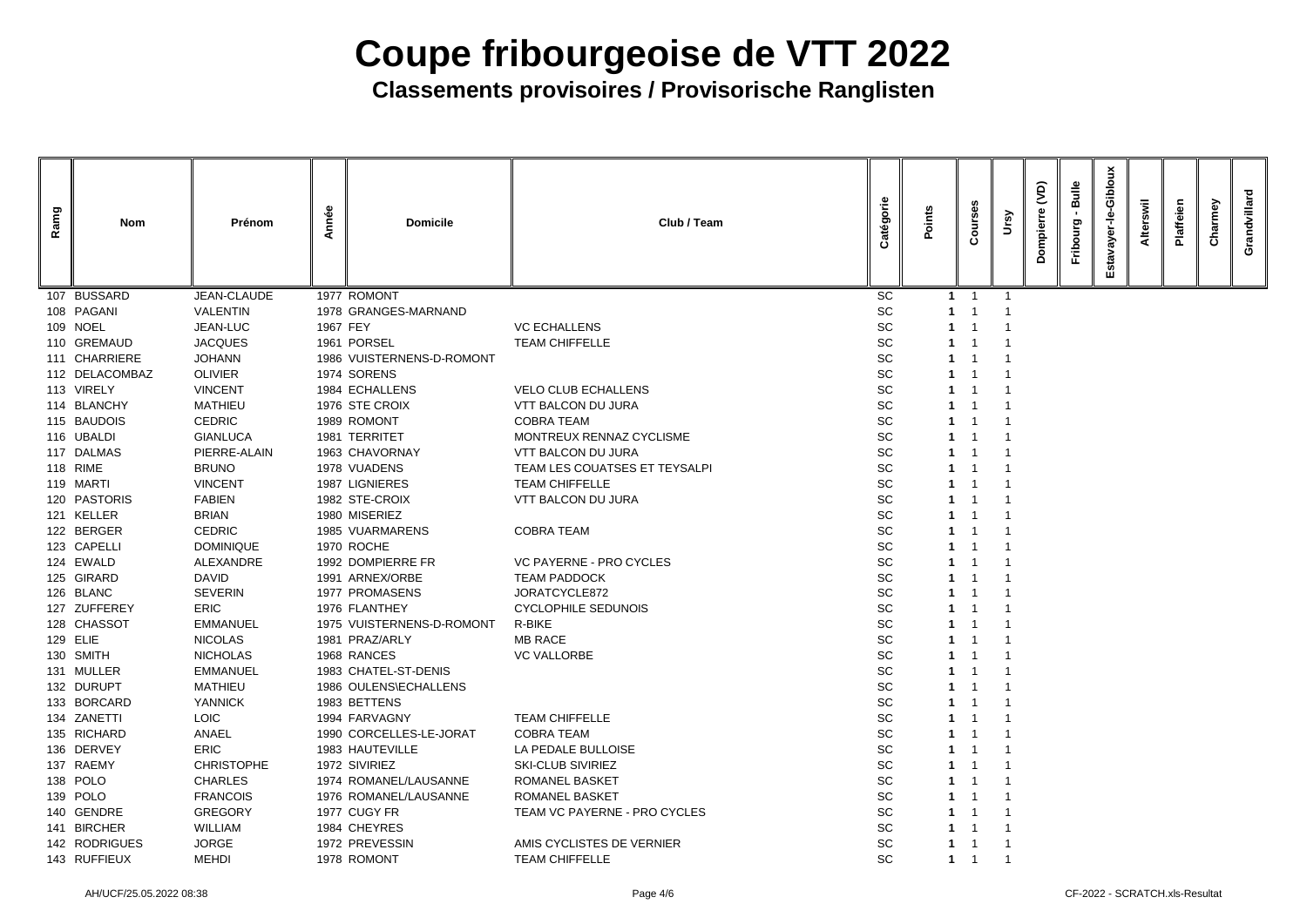# Coupe fribourgeoise de VTT 2022

## Classements provisoires / Provisorische Ranglisten

| Ramg | Nom | Prénom | Année | Domicile | Club / Team | Catégorie | Points | Courses | Ursy | Dompierre (VD) | Fribourg - Bulle | Estavayer-le-Gibloux | Alterswil | Plaffeien | Charmey | Grandvillard |
|---|---|---|---|---|---|---|---|---|---|---|---|---|---|---|---|---|
| 107 | BUSSARD | JEAN-CLAUDE | 1977 | ROMONT | | SC | **1** | 1 | 1 | | | | | | | |
| 108 | PAGANI | VALENTIN | 1978 | GRANGES-MARNAND | | SC | **1** | 1 | 1 | | | | | | | |
| 109 | NOEL | JEAN-LUC | 1967 | FEY | VC ECHALLENS | SC | **1** | 1 | 1 | | | | | | | |
| 110 | GREMAUD | JACQUES | 1961 | PORSEL | TEAM CHIFFELLE | SC | **1** | 1 | 1 | | | | | | | |
| 111 | CHARRIERE | JOHANN | 1986 | VUISTERNENS-D-ROMONT | | SC | **1** | 1 | 1 | | | | | | | |
| 112 | DELACOMBAZ | OLIVIER | 1974 | SORENS | | SC | **1** | 1 | 1 | | | | | | | |
| 113 | VIRELY | VINCENT | 1984 | ECHALLENS | VELO CLUB ECHALLENS | SC | **1** | 1 | 1 | | | | | | | |
| 114 | BLANCHY | MATHIEU | 1976 | STE CROIX | VTT BALCON DU JURA | SC | **1** | 1 | 1 | | | | | | | |
| 115 | BAUDOIS | CEDRIC | 1989 | ROMONT | COBRA TEAM | SC | **1** | 1 | 1 | | | | | | | |
| 116 | UBALDI | GIANLUCA | 1981 | TERRITET | MONTREUX RENNAZ CYCLISME | SC | **1** | 1 | 1 | | | | | | | |
| 117 | DALMAS | PIERRE-ALAIN | 1963 | CHAVORNAY | VTT BALCON DU JURA | SC | **1** | 1 | 1 | | | | | | | |
| 118 | RIME | BRUNO | 1978 | VUADENS | TEAM LES COUATSES ET TEYSALPI | SC | **1** | 1 | 1 | | | | | | | |
| 119 | MARTI | VINCENT | 1987 | LIGNIERES | TEAM CHIFFELLE | SC | **1** | 1 | 1 | | | | | | | |
| 120 | PASTORIS | FABIEN | 1982 | STE-CROIX | VTT BALCON DU JURA | SC | **1** | 1 | 1 | | | | | | | |
| 121 | KELLER | BRIAN | 1980 | MISERIEZ | | SC | **1** | 1 | 1 | | | | | | | |
| 122 | BERGER | CEDRIC | 1985 | VUARMARENS | COBRA TEAM | SC | **1** | 1 | 1 | | | | | | | |
| 123 | CAPELLI | DOMINIQUE | 1970 | ROCHE | | SC | **1** | 1 | 1 | | | | | | | |
| 124 | EWALD | ALEXANDRE | 1992 | DOMPIERRE FR | VC PAYERNE - PRO CYCLES | SC | **1** | 1 | 1 | | | | | | | |
| 125 | GIRARD | DAVID | 1991 | ARNEX/ORBE | TEAM PADDOCK | SC | **1** | 1 | 1 | | | | | | | |
| 126 | BLANC | SEVERIN | 1977 | PROMASENS | JORATCYCLE872 | SC | **1** | 1 | 1 | | | | | | | |
| 127 | ZUFFEREY | ERIC | 1976 | FLANTHEY | CYCLOPHILE SEDUNOIS | SC | **1** | 1 | 1 | | | | | | | |
| 128 | CHASSOT | EMMANUEL | 1975 | VUISTERNENS-D-ROMONT | R-BIKE | SC | **1** | 1 | 1 | | | | | | | |
| 129 | ELIE | NICOLAS | 1981 | PRAZ/ARLY | MB RACE | SC | **1** | 1 | 1 | | | | | | | |
| 130 | SMITH | NICHOLAS | 1968 | RANCES | VC VALLORBE | SC | **1** | 1 | 1 | | | | | | | |
| 131 | MULLER | EMMANUEL | 1983 | CHATEL-ST-DENIS | | SC | **1** | 1 | 1 | | | | | | | |
| 132 | DURUPT | MATHIEU | 1986 | OULENS\ECHALLENS | | SC | **1** | 1 | 1 | | | | | | | |
| 133 | BORCARD | YANNICK | 1983 | BETTENS | | SC | **1** | 1 | 1 | | | | | | | |
| 134 | ZANETTI | LOIC | 1994 | FARVAGNY | TEAM CHIFFELLE | SC | **1** | 1 | 1 | | | | | | | |
| 135 | RICHARD | ANAEL | 1990 | CORCELLES-LE-JORAT | COBRA TEAM | SC | **1** | 1 | 1 | | | | | | | |
| 136 | DERVEY | ERIC | 1983 | HAUTEVILLE | LA PEDALE BULLOISE | SC | **1** | 1 | 1 | | | | | | | |
| 137 | RAEMY | CHRISTOPHE | 1972 | SIVIRIEZ | SKI-CLUB SIVIRIEZ | SC | **1** | 1 | 1 | | | | | | | |
| 138 | POLO | CHARLES | 1974 | ROMANEL/LAUSANNE | ROMANEL BASKET | SC | **1** | 1 | 1 | | | | | | | |
| 139 | POLO | FRANCOIS | 1976 | ROMANEL/LAUSANNE | ROMANEL BASKET | SC | **1** | 1 | 1 | | | | | | | |
| 140 | GENDRE | GREGORY | 1977 | CUGY FR | TEAM VC PAYERNE - PRO CYCLES | SC | **1** | 1 | 1 | | | | | | | |
| 141 | BIRCHER | WILLIAM | 1984 | CHEYRES | | SC | **1** | 1 | 1 | | | | | | | |
| 142 | RODRIGUES | JORGE | 1972 | PREVESSIN | AMIS CYCLISTES DE VERNIER | SC | **1** | 1 | 1 | | | | | | | |
| 143 | RUFFIEUX | MEHDI | 1978 | ROMONT | TEAM CHIFFELLE | SC | **1** | 1 | 1 | | | | | | | |

AH/UCF/25.05.2022 08:38 — CF-2022 - SCRATCH.xls-Resultat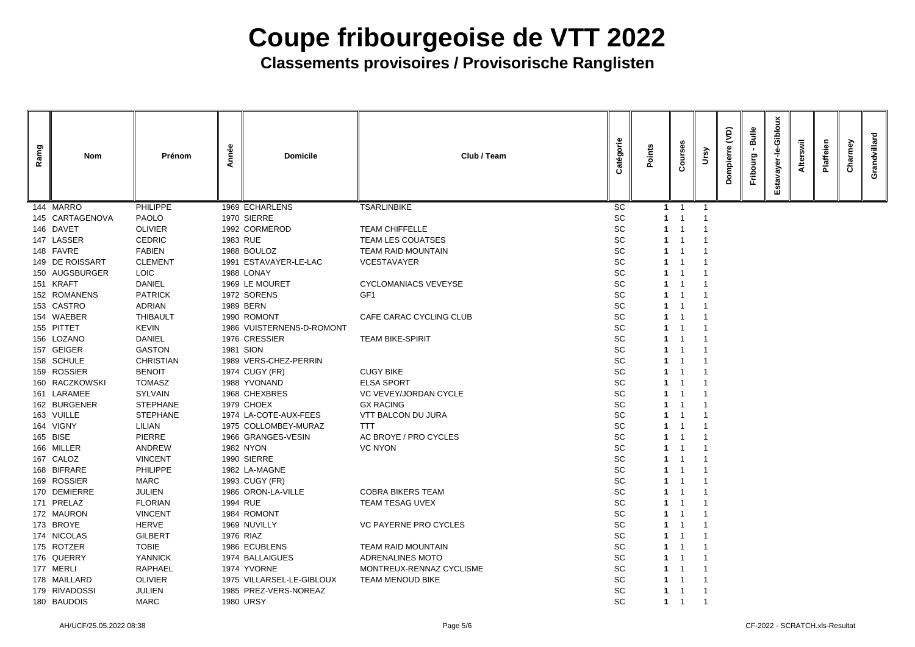# Coupe fribourgeoise de VTT 2022

## Classements provisoires / Provisorische Ranglisten

| Rang | Nom | Prénom | Année | Domicile | Club / Team | Catégorie | Points | Courses | Ursy | Dompierre (VD) | Fribourg - Bulle | Estavayer-le-Gibloux | Alterswil | Plaffeien | Charmey | Grandvillard |
|---|---|---|---|---|---|---|---|---|---|---|---|---|---|---|---|---|
| 144 | MARRO | PHILIPPE | 1969 | ECHARLENS | TSARLINBIKE | SC | **1** | 1 | 1 | | | | | | | |
| 145 | CARTAGENOVA | PAOLO | 1970 | SIERRE | | SC | **1** | 1 | 1 | | | | | | | |
| 146 | DAVET | OLIVIER | 1992 | CORMEROD | TEAM CHIFFELLE | SC | **1** | 1 | 1 | | | | | | | |
| 147 | LASSER | CEDRIC | 1983 | RUE | TEAM LES COUATSES | SC | **1** | 1 | 1 | | | | | | | |
| 148 | FAVRE | FABIEN | 1988 | BOULOZ | TEAM RAID MOUNTAIN | SC | **1** | 1 | 1 | | | | | | | |
| 149 | DE ROISSART | CLEMENT | 1991 | ESTAVAYER-LE-LAC | VCESTAVAYER | SC | **1** | 1 | 1 | | | | | | | |
| 150 | AUGSBURGER | LOIC | 1988 | LONAY | | SC | **1** | 1 | 1 | | | | | | | |
| 151 | KRAFT | DANIEL | 1969 | LE MOURET | CYCLOMANIACS VEVEYSE | SC | **1** | 1 | 1 | | | | | | | |
| 152 | ROMANENS | PATRICK | 1972 | SORENS | GF1 | SC | **1** | 1 | 1 | | | | | | | |
| 153 | CASTRO | ADRIAN | 1989 | BERN | | SC | **1** | 1 | 1 | | | | | | | |
| 154 | WAEBER | THIBAULT | 1990 | ROMONT | CAFE CARAC CYCLING CLUB | SC | **1** | 1 | 1 | | | | | | | |
| 155 | PITTET | KEVIN | 1986 | VUISTERNENS-D-ROMONT | | SC | **1** | 1 | 1 | | | | | | | |
| 156 | LOZANO | DANIEL | 1976 | CRESSIER | TEAM BIKE-SPIRIT | SC | **1** | 1 | 1 | | | | | | | |
| 157 | GEIGER | GASTON | 1981 | SION | | SC | **1** | 1 | 1 | | | | | | | |
| 158 | SCHULE | CHRISTIAN | 1989 | VERS-CHEZ-PERRIN | | SC | **1** | 1 | 1 | | | | | | | |
| 159 | ROSSIER | BENOIT | 1974 | CUGY (FR) | CUGY BIKE | SC | **1** | 1 | 1 | | | | | | | |
| 160 | RACZKOWSKI | TOMASZ | 1988 | YVONAND | ELSA SPORT | SC | **1** | 1 | 1 | | | | | | | |
| 161 | LARAMEE | SYLVAIN | 1968 | CHEXBRES | VC VEVEY/JORDAN CYCLE | SC | **1** | 1 | 1 | | | | | | | |
| 162 | BURGENER | STEPHANE | 1979 | CHOEX | GX RACING | SC | **1** | 1 | 1 | | | | | | | |
| 163 | VUILLE | STEPHANE | 1974 | LA-COTE-AUX-FEES | VTT BALCON DU JURA | SC | **1** | 1 | 1 | | | | | | | |
| 164 | VIGNY | LILIAN | 1975 | COLLOMBEY-MURAZ | TTT | SC | **1** | 1 | 1 | | | | | | | |
| 165 | BISE | PIERRE | 1966 | GRANGES-VESIN | AC BROYE / PRO CYCLES | SC | **1** | 1 | 1 | | | | | | | |
| 166 | MILLER | ANDREW | 1982 | NYON | VC NYON | SC | **1** | 1 | 1 | | | | | | | |
| 167 | CALOZ | VINCENT | 1990 | SIERRE | | SC | **1** | 1 | 1 | | | | | | | |
| 168 | BIFRARE | PHILIPPE | 1982 | LA-MAGNE | | SC | **1** | 1 | 1 | | | | | | | |
| 169 | ROSSIER | MARC | 1993 | CUGY (FR) | | SC | **1** | 1 | 1 | | | | | | | |
| 170 | DEMIERRE | JULIEN | 1986 | ORON-LA-VILLE | COBRA BIKERS TEAM | SC | **1** | 1 | 1 | | | | | | | |
| 171 | PRELAZ | FLORIAN | 1994 | RUE | TEAM TESAG UVEX | SC | **1** | 1 | 1 | | | | | | | |
| 172 | MAURON | VINCENT | 1984 | ROMONT | | SC | **1** | 1 | 1 | | | | | | | |
| 173 | BROYE | HERVE | 1969 | NUVILLY | VC PAYERNE PRO CYCLES | SC | **1** | 1 | 1 | | | | | | | |
| 174 | NICOLAS | GILBERT | 1976 | RIAZ | | SC | **1** | 1 | 1 | | | | | | | |
| 175 | ROTZER | TOBIE | 1986 | ECUBLENS | TEAM RAID MOUNTAIN | SC | **1** | 1 | 1 | | | | | | | |
| 176 | QUERRY | YANNICK | 1974 | BALLAIGUES | ADRENALINES MOTO | SC | **1** | 1 | 1 | | | | | | | |
| 177 | MERLI | RAPHAEL | 1974 | YVORNE | MONTREUX-RENNAZ CYCLISME | SC | **1** | 1 | 1 | | | | | | | |
| 178 | MAILLARD | OLIVIER | 1975 | VILLARSEL-LE-GIBLOUX | TEAM MENOUD BIKE | SC | **1** | 1 | 1 | | | | | | | |
| 179 | RIVADOSSI | JULIEN | 1985 | PREZ-VERS-NOREAZ | | SC | **1** | 1 | 1 | | | | | | | |
| 180 | BAUDOIS | MARC | 1980 | URSY | | SC | **1** | 1 | 1 | | | | | | | |

AH/UCF/25.05.2022 08:38 CF-2022 - SCRATCH.xls-Resultat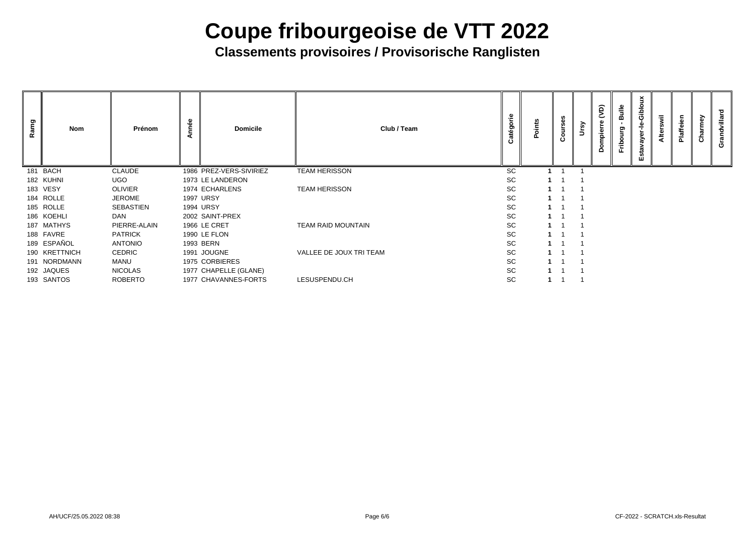# Coupe fribourgeoise de VTT 2022

## Classements provisoires / Provisorische Ranglisten

| Ramg | Nom | Prénom | Année | Domicile | Club / Team | Catégorie | Points | Courses | Ursy | Dompierre (VD) | Fribourg - Bulle | Estavayer-le-Gibloux | Alterswil | Plaffeien | Charmey | Grandvillard |
|---|---|---|---|---|---|---|---|---|---|---|---|---|---|---|---|---|
| 181 | BACH | CLAUDE | 1986 | PREZ-VERS-SIVIRIEZ | TEAM HERISSON | SC | **1** | 1 | 1 | | | | | | | |
| 182 | KUHNI | UGO | 1973 | LE LANDERON | | SC | **1** | 1 | 1 | | | | | | | |
| 183 | VESY | OLIVIER | 1974 | ECHARLENS | TEAM HERISSON | SC | **1** | 1 | 1 | | | | | | | |
| 184 | ROLLE | JEROME | 1997 | URSY | | SC | **1** | 1 | 1 | | | | | | | |
| 185 | ROLLE | SEBASTIEN | 1994 | URSY | | SC | **1** | 1 | 1 | | | | | | | |
| 186 | KOEHLI | DAN | 2002 | SAINT-PREX | | SC | **1** | 1 | 1 | | | | | | | |
| 187 | MATHYS | PIERRE-ALAIN | 1966 | LE CRET | TEAM RAID MOUNTAIN | SC | **1** | 1 | 1 | | | | | | | |
| 188 | FAVRE | PATRICK | 1990 | LE FLON | | SC | **1** | 1 | 1 | | | | | | | |
| 189 | ESPAÑOL | ANTONIO | 1993 | BERN | | SC | **1** | 1 | 1 | | | | | | | |
| 190 | KRETTNICH | CEDRIC | 1991 | JOUGNE | VALLEE DE JOUX TRI TEAM | SC | **1** | 1 | 1 | | | | | | | |
| 191 | NORDMANN | MANU | 1975 | CORBIERES | | SC | **1** | 1 | 1 | | | | | | | |
| 192 | JAQUES | NICOLAS | 1977 | CHAPELLE (GLANE) | | SC | **1** | 1 | 1 | | | | | | | |
| 193 | SANTOS | ROBERTO | 1977 | CHAVANNES-FORTS | LESUSPENDU.CH | SC | **1** | 1 | 1 | | | | | | | |

AH/UCF/25.05.2022 08:38

CF-2022 - SCRATCH.xls-Resultat